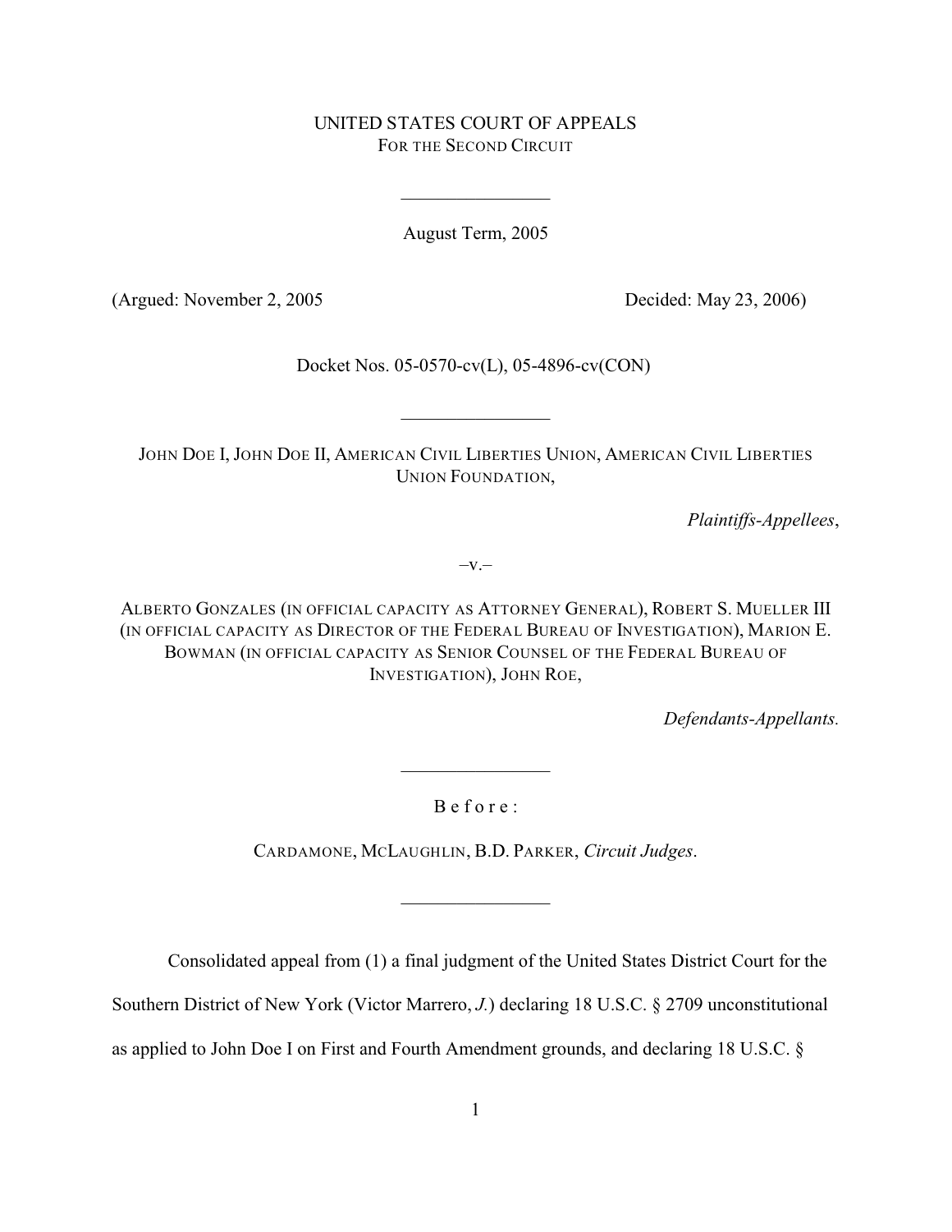UNITED STATES COURT OF APPEALS
FOR THE SECOND CIRCUIT

---

August Term, 2005

(Argued: November 2, 2005 Decided: May 23, 2006)

Docket Nos. 05-0570-cv(L), 05-4896-cv(CON)

---

JOHN DOE I, JOHN DOE II, AMERICAN CIVIL LIBERTIES UNION, AMERICAN CIVIL LIBERTIES UNION FOUNDATION,

*Plaintiffs-Appellees*,

–v.–

ALBERTO GONZALES (IN OFFICIAL CAPACITY AS ATTORNEY GENERAL), ROBERT S. MUELLER III (IN OFFICIAL CAPACITY AS DIRECTOR OF THE FEDERAL BUREAU OF INVESTIGATION), MARION E. BOWMAN (IN OFFICIAL CAPACITY AS SENIOR COUNSEL OF THE FEDERAL BUREAU OF INVESTIGATION), JOHN ROE,

*Defendants-Appellants.*

---

B e f o r e :

CARDAMONE, MCLAUGHLIN, B.D. PARKER, *Circuit Judges*.

---

Consolidated appeal from (1) a final judgment of the United States District Court for the Southern District of New York (Victor Marrero, *J.*) declaring 18 U.S.C. § 2709 unconstitutional as applied to John Doe I on First and Fourth Amendment grounds, and declaring 18 U.S.C. §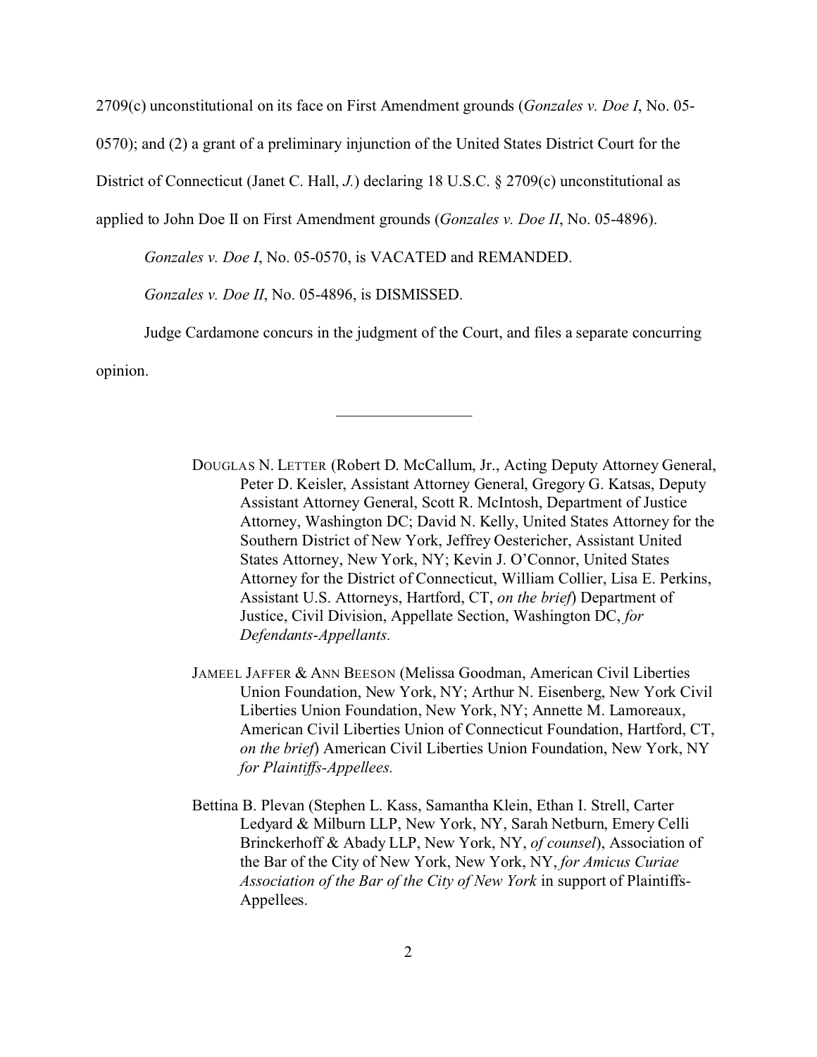2709(c) unconstitutional on its face on First Amendment grounds (*Gonzales v. Doe I*, No. 05-0570); and (2) a grant of a preliminary injunction of the United States District Court for the District of Connecticut (Janet C. Hall, *J.*) declaring 18 U.S.C. § 2709(c) unconstitutional as applied to John Doe II on First Amendment grounds (*Gonzales v. Doe II*, No. 05-4896).

*Gonzales v. Doe I*, No. 05-0570, is VACATED and REMANDED.

*Gonzales v. Doe II*, No. 05-4896, is DISMISSED.

Judge Cardamone concurs in the judgment of the Court, and files a separate concurring opinion.

---

DOUGLAS N. LETTER (Robert D. McCallum, Jr., Acting Deputy Attorney General, Peter D. Keisler, Assistant Attorney General, Gregory G. Katsas, Deputy Assistant Attorney General, Scott R. McIntosh, Department of Justice Attorney, Washington DC; David N. Kelly, United States Attorney for the Southern District of New York, Jeffrey Oestericher, Assistant United States Attorney, New York, NY; Kevin J. O'Connor, United States Attorney for the District of Connecticut, William Collier, Lisa E. Perkins, Assistant U.S. Attorneys, Hartford, CT, *on the brief*) Department of Justice, Civil Division, Appellate Section, Washington DC, *for Defendants-Appellants.*

JAMEEL JAFFER & ANN BEESON (Melissa Goodman, American Civil Liberties Union Foundation, New York, NY; Arthur N. Eisenberg, New York Civil Liberties Union Foundation, New York, NY; Annette M. Lamoreaux, American Civil Liberties Union of Connecticut Foundation, Hartford, CT, *on the brief*) American Civil Liberties Union Foundation, New York, NY *for Plaintiffs-Appellees.*

Bettina B. Plevan (Stephen L. Kass, Samantha Klein, Ethan I. Strell, Carter Ledyard & Milburn LLP, New York, NY, Sarah Netburn, Emery Celli Brinckerhoff & Abady LLP, New York, NY, *of counsel*), Association of the Bar of the City of New York, New York, NY, *for Amicus Curiae Association of the Bar of the City of New York* in support of Plaintiffs-Appellees.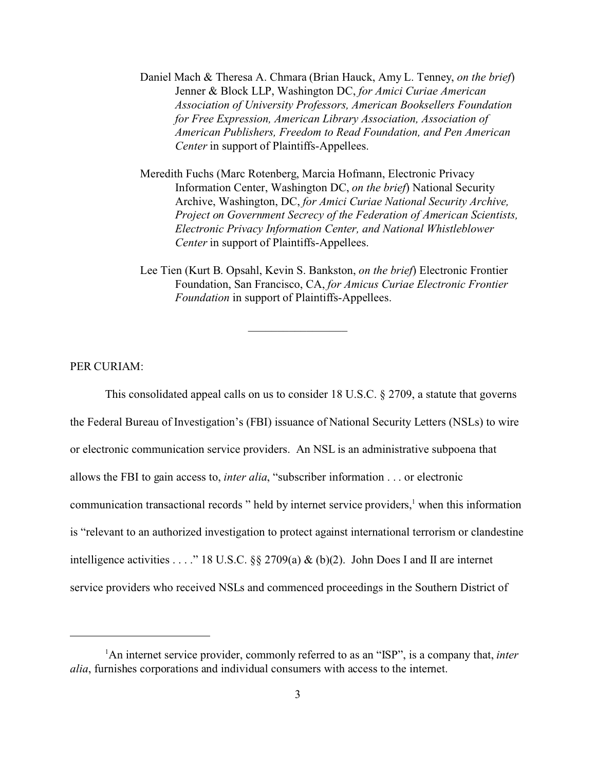Daniel Mach & Theresa A. Chmara (Brian Hauck, Amy L. Tenney, *on the brief*) Jenner & Block LLP, Washington DC, *for Amici Curiae American Association of University Professors, American Booksellers Foundation for Free Expression, American Library Association, Association of American Publishers, Freedom to Read Foundation, and Pen American Center* in support of Plaintiffs-Appellees.

Meredith Fuchs (Marc Rotenberg, Marcia Hofmann, Electronic Privacy Information Center, Washington DC, *on the brief*) National Security Archive, Washington, DC, *for Amici Curiae National Security Archive, Project on Government Secrecy of the Federation of American Scientists, Electronic Privacy Information Center, and National Whistleblower Center* in support of Plaintiffs-Appellees.

Lee Tien (Kurt B. Opsahl, Kevin S. Bankston, *on the brief*) Electronic Frontier Foundation, San Francisco, CA, *for Amicus Curiae Electronic Frontier Foundation* in support of Plaintiffs-Appellees.

---

PER CURIAM:

This consolidated appeal calls on us to consider 18 U.S.C. § 2709, a statute that governs the Federal Bureau of Investigation's (FBI) issuance of National Security Letters (NSLs) to wire or electronic communication service providers. An NSL is an administrative subpoena that allows the FBI to gain access to, *inter alia*, "subscriber information . . . or electronic communication transactional records " held by internet service providers,[1] when this information is "relevant to an authorized investigation to protect against international terrorism or clandestine intelligence activities . . . ." 18 U.S.C. §§ 2709(a) & (b)(2). John Does I and II are internet service providers who received NSLs and commenced proceedings in the Southern District of

---

[1]An internet service provider, commonly referred to as an "ISP", is a company that, *inter alia*, furnishes corporations and individual consumers with access to the internet.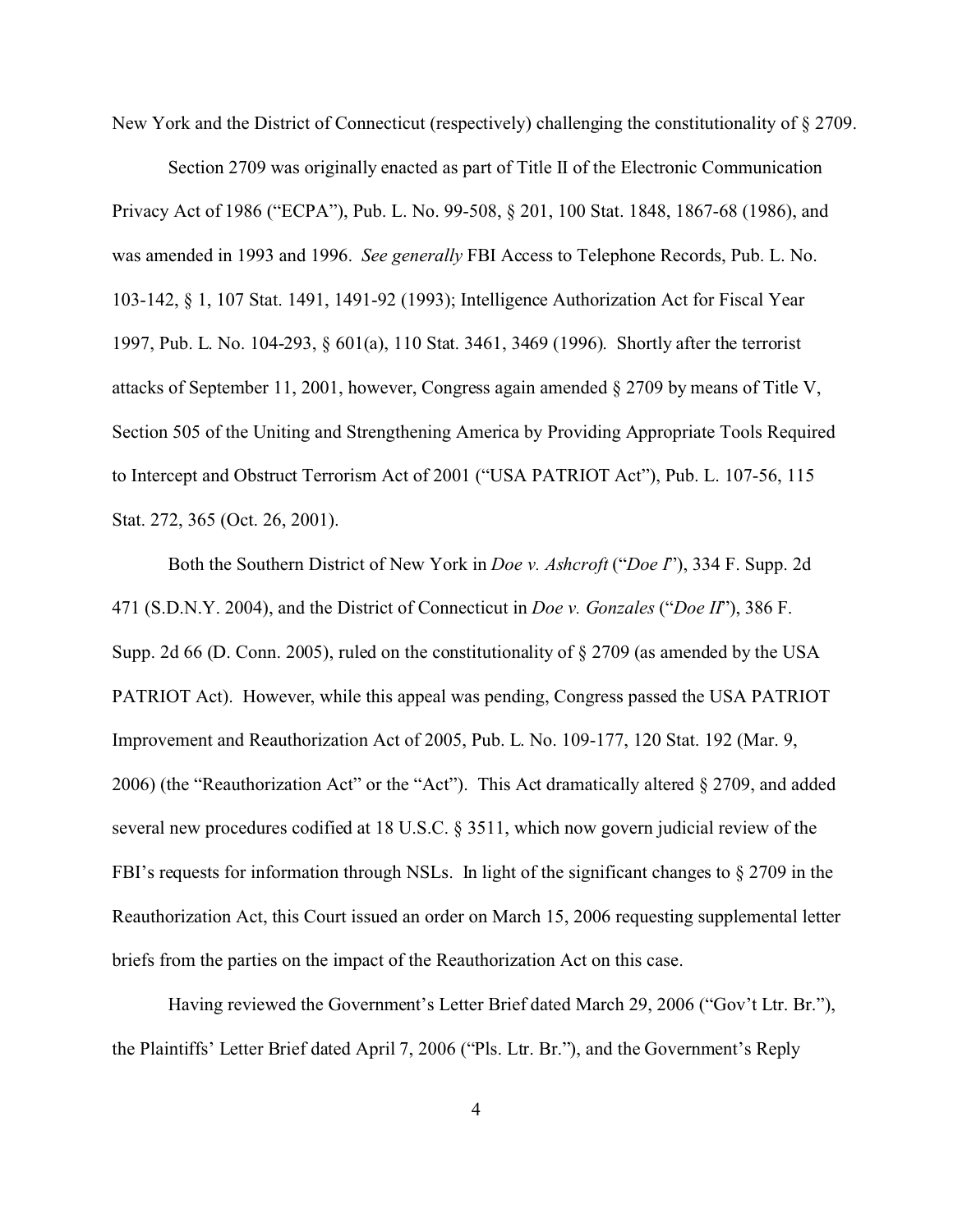New York and the District of Connecticut (respectively) challenging the constitutionality of § 2709.

Section 2709 was originally enacted as part of Title II of the Electronic Communication Privacy Act of 1986 ("ECPA"), Pub. L. No. 99-508, § 201, 100 Stat. 1848, 1867-68 (1986), and was amended in 1993 and 1996. *See generally* FBI Access to Telephone Records, Pub. L. No. 103-142, § 1, 107 Stat. 1491, 1491-92 (1993); Intelligence Authorization Act for Fiscal Year 1997, Pub. L. No. 104-293, § 601(a), 110 Stat. 3461, 3469 (1996). Shortly after the terrorist attacks of September 11, 2001, however, Congress again amended § 2709 by means of Title V, Section 505 of the Uniting and Strengthening America by Providing Appropriate Tools Required to Intercept and Obstruct Terrorism Act of 2001 ("USA PATRIOT Act"), Pub. L. 107-56, 115 Stat. 272, 365 (Oct. 26, 2001).

Both the Southern District of New York in *Doe v. Ashcroft* ("*Doe I*"), 334 F. Supp. 2d 471 (S.D.N.Y. 2004), and the District of Connecticut in *Doe v. Gonzales* ("*Doe II*"), 386 F. Supp. 2d 66 (D. Conn. 2005), ruled on the constitutionality of § 2709 (as amended by the USA PATRIOT Act). However, while this appeal was pending, Congress passed the USA PATRIOT Improvement and Reauthorization Act of 2005, Pub. L. No. 109-177, 120 Stat. 192 (Mar. 9, 2006) (the "Reauthorization Act" or the "Act"). This Act dramatically altered § 2709, and added several new procedures codified at 18 U.S.C. § 3511, which now govern judicial review of the FBI's requests for information through NSLs. In light of the significant changes to § 2709 in the Reauthorization Act, this Court issued an order on March 15, 2006 requesting supplemental letter briefs from the parties on the impact of the Reauthorization Act on this case.

Having reviewed the Government's Letter Brief dated March 29, 2006 ("Gov't Ltr. Br."), the Plaintiffs' Letter Brief dated April 7, 2006 ("Pls. Ltr. Br."), and the Government's Reply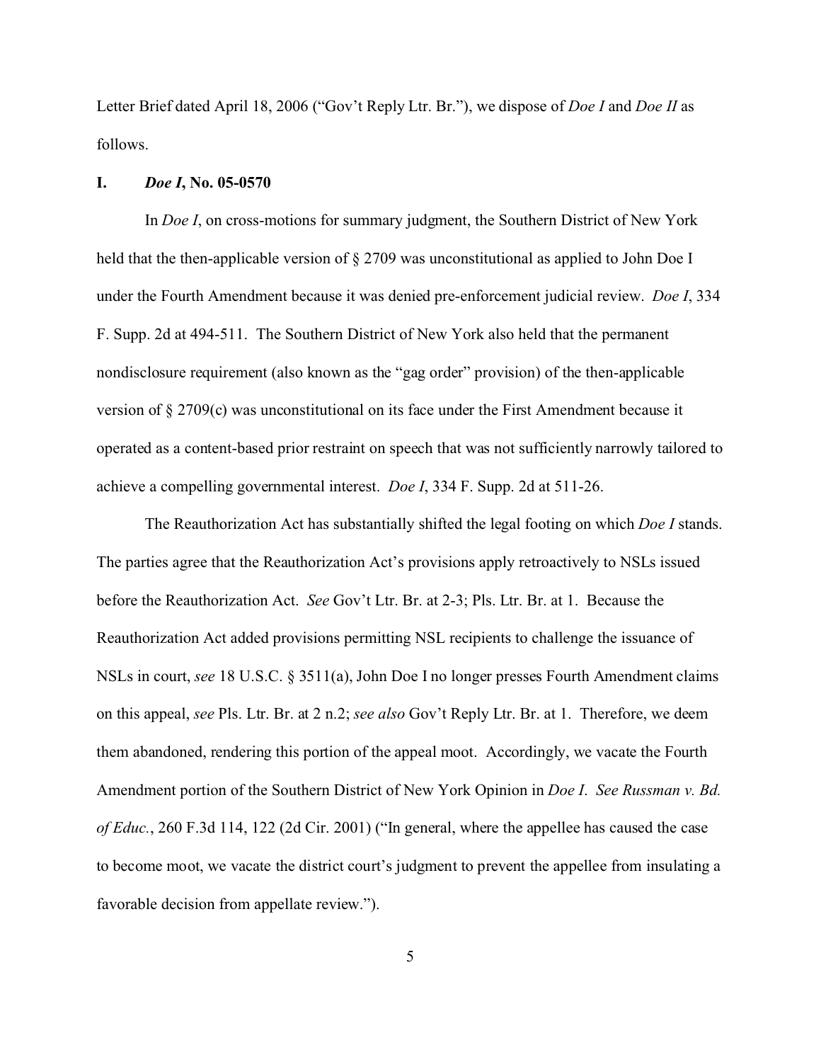Letter Brief dated April 18, 2006 ("Gov't Reply Ltr. Br."), we dispose of *Doe I* and *Doe II* as follows.

## I. *Doe I*, No. 05-0570

In *Doe I*, on cross-motions for summary judgment, the Southern District of New York held that the then-applicable version of § 2709 was unconstitutional as applied to John Doe I under the Fourth Amendment because it was denied pre-enforcement judicial review. *Doe I*, 334 F. Supp. 2d at 494-511. The Southern District of New York also held that the permanent nondisclosure requirement (also known as the "gag order" provision) of the then-applicable version of § 2709(c) was unconstitutional on its face under the First Amendment because it operated as a content-based prior restraint on speech that was not sufficiently narrowly tailored to achieve a compelling governmental interest. *Doe I*, 334 F. Supp. 2d at 511-26.

The Reauthorization Act has substantially shifted the legal footing on which *Doe I* stands. The parties agree that the Reauthorization Act's provisions apply retroactively to NSLs issued before the Reauthorization Act. *See* Gov't Ltr. Br. at 2-3; Pls. Ltr. Br. at 1. Because the Reauthorization Act added provisions permitting NSL recipients to challenge the issuance of NSLs in court, *see* 18 U.S.C. § 3511(a), John Doe I no longer presses Fourth Amendment claims on this appeal, *see* Pls. Ltr. Br. at 2 n.2; *see also* Gov't Reply Ltr. Br. at 1. Therefore, we deem them abandoned, rendering this portion of the appeal moot. Accordingly, we vacate the Fourth Amendment portion of the Southern District of New York Opinion in *Doe I*. *See Russman v. Bd. of Educ.*, 260 F.3d 114, 122 (2d Cir. 2001) ("In general, where the appellee has caused the case to become moot, we vacate the district court's judgment to prevent the appellee from insulating a favorable decision from appellate review.").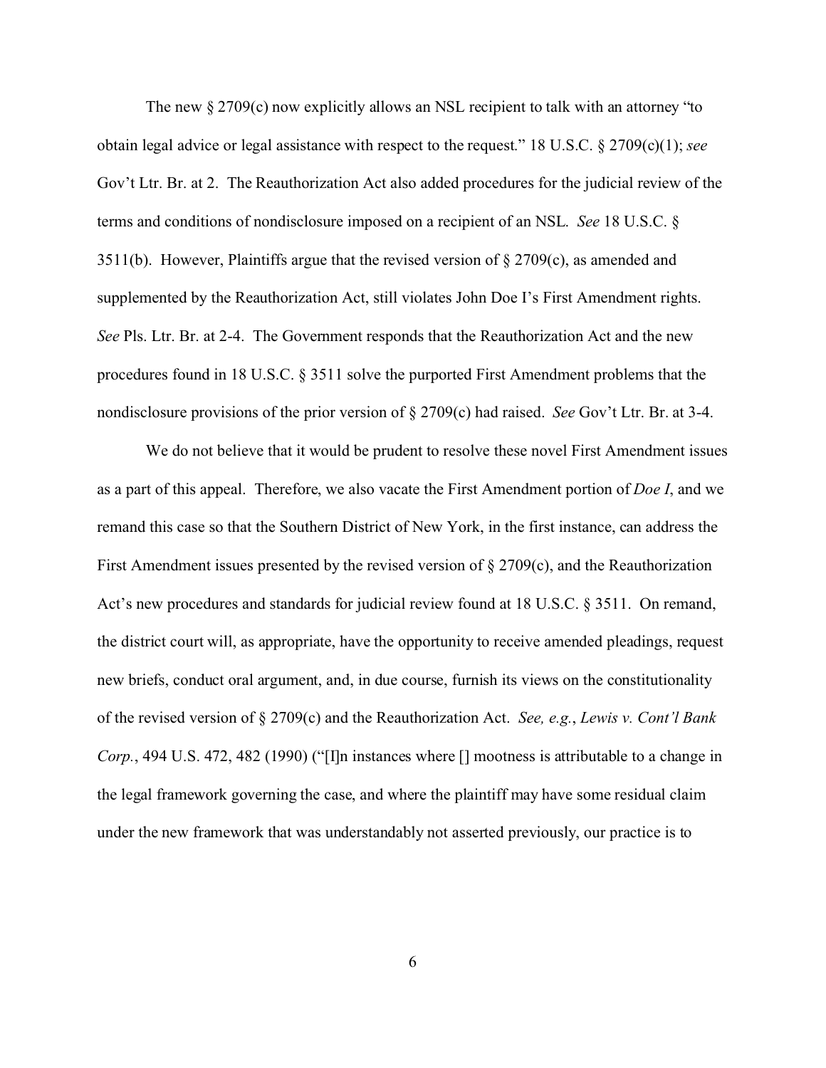The new § 2709(c) now explicitly allows an NSL recipient to talk with an attorney "to obtain legal advice or legal assistance with respect to the request." 18 U.S.C. § 2709(c)(1); *see* Gov't Ltr. Br. at 2. The Reauthorization Act also added procedures for the judicial review of the terms and conditions of nondisclosure imposed on a recipient of an NSL. *See* 18 U.S.C. § 3511(b). However, Plaintiffs argue that the revised version of § 2709(c), as amended and supplemented by the Reauthorization Act, still violates John Doe I's First Amendment rights. *See* Pls. Ltr. Br. at 2-4. The Government responds that the Reauthorization Act and the new procedures found in 18 U.S.C. § 3511 solve the purported First Amendment problems that the nondisclosure provisions of the prior version of § 2709(c) had raised. *See* Gov't Ltr. Br. at 3-4.

We do not believe that it would be prudent to resolve these novel First Amendment issues as a part of this appeal. Therefore, we also vacate the First Amendment portion of *Doe I*, and we remand this case so that the Southern District of New York, in the first instance, can address the First Amendment issues presented by the revised version of § 2709(c), and the Reauthorization Act's new procedures and standards for judicial review found at 18 U.S.C. § 3511. On remand, the district court will, as appropriate, have the opportunity to receive amended pleadings, request new briefs, conduct oral argument, and, in due course, furnish its views on the constitutionality of the revised version of § 2709(c) and the Reauthorization Act. *See, e.g.*, *Lewis v. Cont'l Bank Corp.*, 494 U.S. 472, 482 (1990) ("[I]n instances where [] mootness is attributable to a change in the legal framework governing the case, and where the plaintiff may have some residual claim under the new framework that was understandably not asserted previously, our practice is to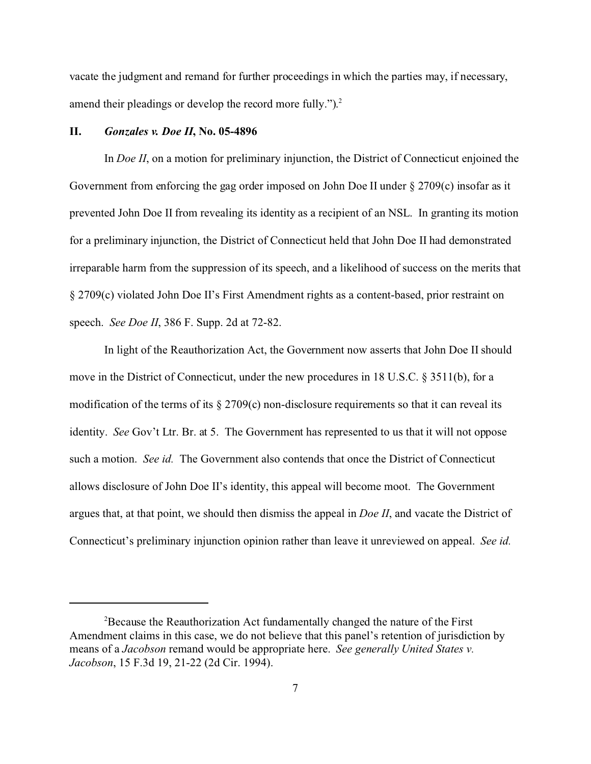vacate the judgment and remand for further proceedings in which the parties may, if necessary, amend their pleadings or develop the record more fully.").[2]

## II. *Gonzales v. Doe II*, No. 05-4896

In *Doe II*, on a motion for preliminary injunction, the District of Connecticut enjoined the Government from enforcing the gag order imposed on John Doe II under § 2709(c) insofar as it prevented John Doe II from revealing its identity as a recipient of an NSL. In granting its motion for a preliminary injunction, the District of Connecticut held that John Doe II had demonstrated irreparable harm from the suppression of its speech, and a likelihood of success on the merits that § 2709(c) violated John Doe II's First Amendment rights as a content-based, prior restraint on speech. *See Doe II*, 386 F. Supp. 2d at 72-82.

In light of the Reauthorization Act, the Government now asserts that John Doe II should move in the District of Connecticut, under the new procedures in 18 U.S.C. § 3511(b), for a modification of the terms of its § 2709(c) non-disclosure requirements so that it can reveal its identity. *See* Gov't Ltr. Br. at 5. The Government has represented to us that it will not oppose such a motion. *See id.* The Government also contends that once the District of Connecticut allows disclosure of John Doe II's identity, this appeal will become moot. The Government argues that, at that point, we should then dismiss the appeal in *Doe II*, and vacate the District of Connecticut's preliminary injunction opinion rather than leave it unreviewed on appeal. *See id.*

---

[2] Because the Reauthorization Act fundamentally changed the nature of the First Amendment claims in this case, we do not believe that this panel's retention of jurisdiction by means of a *Jacobson* remand would be appropriate here. *See generally United States v. Jacobson*, 15 F.3d 19, 21-22 (2d Cir. 1994).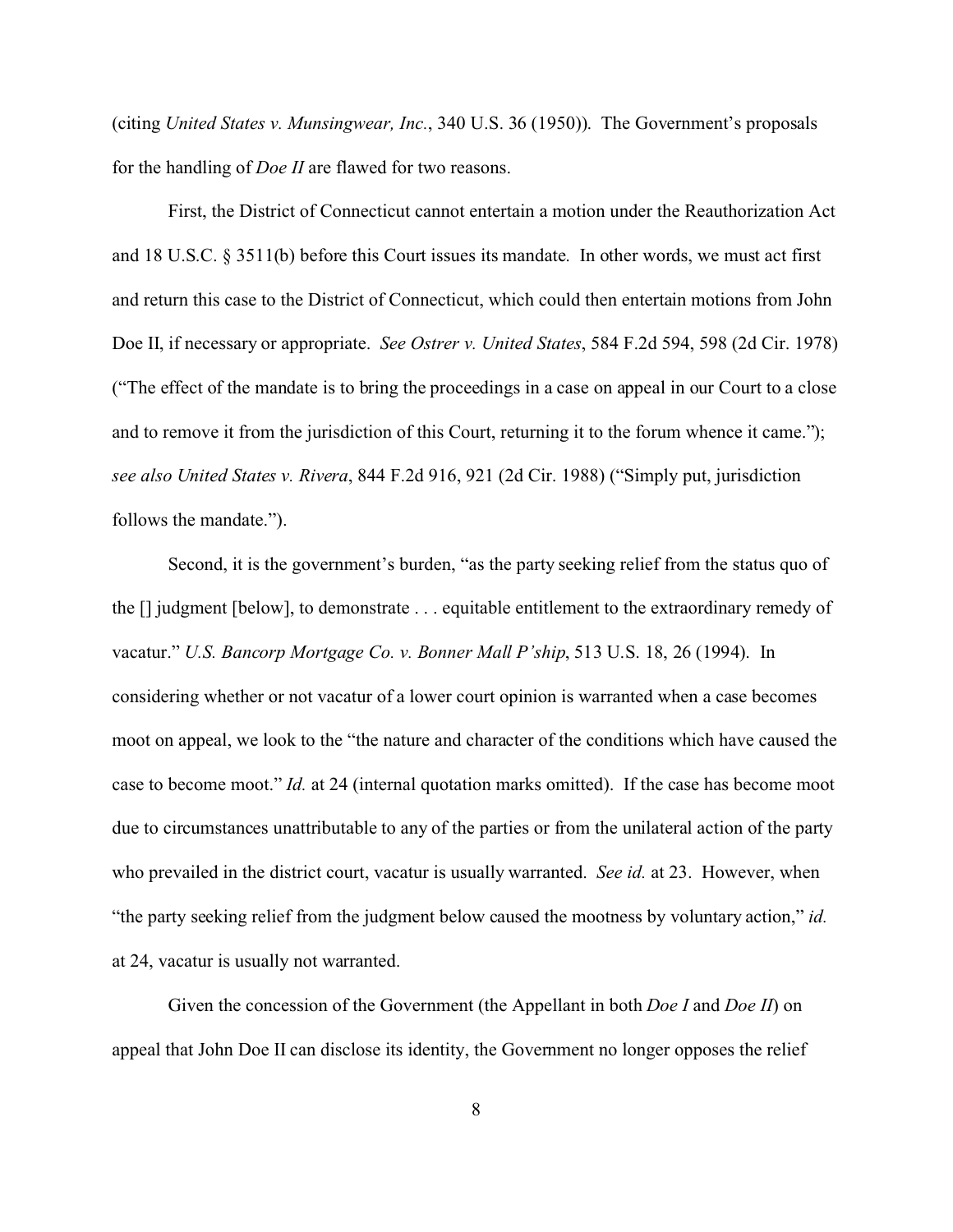(citing *United States v. Munsingwear, Inc.*, 340 U.S. 36 (1950)). The Government's proposals for the handling of *Doe II* are flawed for two reasons.

First, the District of Connecticut cannot entertain a motion under the Reauthorization Act and 18 U.S.C. § 3511(b) before this Court issues its mandate. In other words, we must act first and return this case to the District of Connecticut, which could then entertain motions from John Doe II, if necessary or appropriate. *See Ostrer v. United States*, 584 F.2d 594, 598 (2d Cir. 1978) ("The effect of the mandate is to bring the proceedings in a case on appeal in our Court to a close and to remove it from the jurisdiction of this Court, returning it to the forum whence it came."); *see also United States v. Rivera*, 844 F.2d 916, 921 (2d Cir. 1988) ("Simply put, jurisdiction follows the mandate.").

Second, it is the government's burden, "as the party seeking relief from the status quo of the [] judgment [below], to demonstrate . . . equitable entitlement to the extraordinary remedy of vacatur." *U.S. Bancorp Mortgage Co. v. Bonner Mall P'ship*, 513 U.S. 18, 26 (1994). In considering whether or not vacatur of a lower court opinion is warranted when a case becomes moot on appeal, we look to the "the nature and character of the conditions which have caused the case to become moot." *Id.* at 24 (internal quotation marks omitted). If the case has become moot due to circumstances unattributable to any of the parties or from the unilateral action of the party who prevailed in the district court, vacatur is usually warranted. *See id.* at 23. However, when "the party seeking relief from the judgment below caused the mootness by voluntary action," *id.* at 24, vacatur is usually not warranted.

Given the concession of the Government (the Appellant in both *Doe I* and *Doe II*) on appeal that John Doe II can disclose its identity, the Government no longer opposes the relief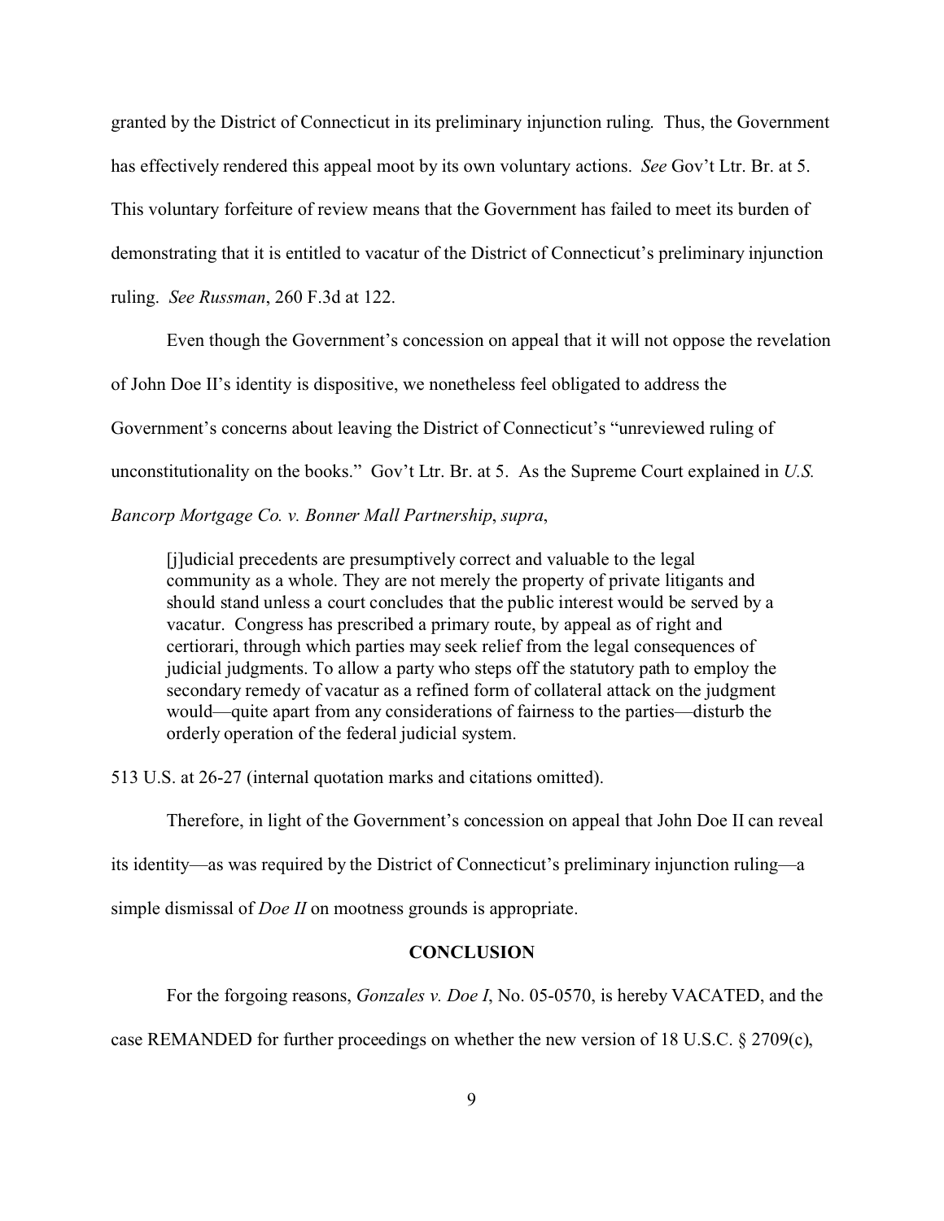granted by the District of Connecticut in its preliminary injunction ruling. Thus, the Government has effectively rendered this appeal moot by its own voluntary actions. *See* Gov't Ltr. Br. at 5. This voluntary forfeiture of review means that the Government has failed to meet its burden of demonstrating that it is entitled to vacatur of the District of Connecticut's preliminary injunction ruling. *See Russman*, 260 F.3d at 122.

Even though the Government's concession on appeal that it will not oppose the revelation of John Doe II's identity is dispositive, we nonetheless feel obligated to address the Government's concerns about leaving the District of Connecticut's "unreviewed ruling of unconstitutionality on the books." Gov't Ltr. Br. at 5. As the Supreme Court explained in *U.S. Bancorp Mortgage Co. v. Bonner Mall Partnership*, *supra*,

> [j]udicial precedents are presumptively correct and valuable to the legal community as a whole. They are not merely the property of private litigants and should stand unless a court concludes that the public interest would be served by a vacatur. Congress has prescribed a primary route, by appeal as of right and certiorari, through which parties may seek relief from the legal consequences of judicial judgments. To allow a party who steps off the statutory path to employ the secondary remedy of vacatur as a refined form of collateral attack on the judgment would—quite apart from any considerations of fairness to the parties—disturb the orderly operation of the federal judicial system.

513 U.S. at 26-27 (internal quotation marks and citations omitted).

Therefore, in light of the Government's concession on appeal that John Doe II can reveal its identity—as was required by the District of Connecticut's preliminary injunction ruling—a simple dismissal of *Doe II* on mootness grounds is appropriate.

**CONCLUSION**

For the forgoing reasons, *Gonzales v. Doe I*, No. 05-0570, is hereby VACATED, and the case REMANDED for further proceedings on whether the new version of 18 U.S.C. § 2709(c),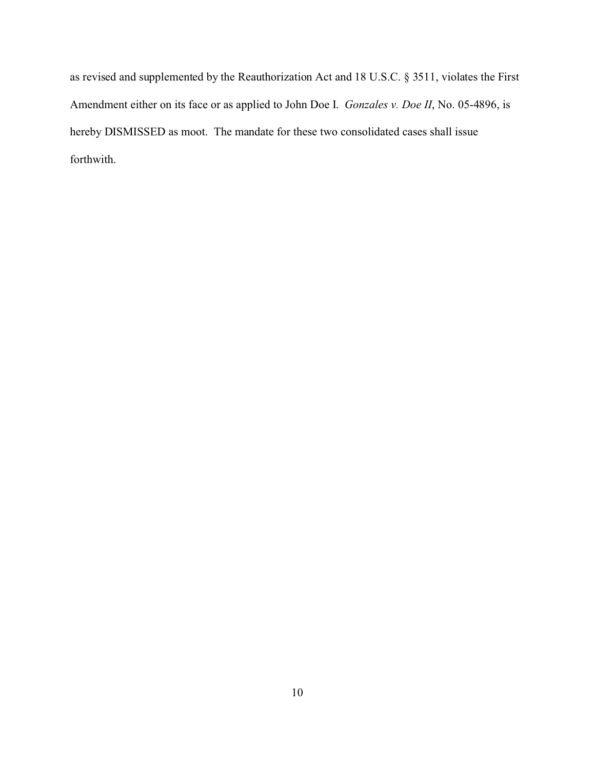as revised and supplemented by the Reauthorization Act and 18 U.S.C. § 3511, violates the First Amendment either on its face or as applied to John Doe I. *Gonzales v. Doe II*, No. 05-4896, is hereby DISMISSED as moot. The mandate for these two consolidated cases shall issue forthwith.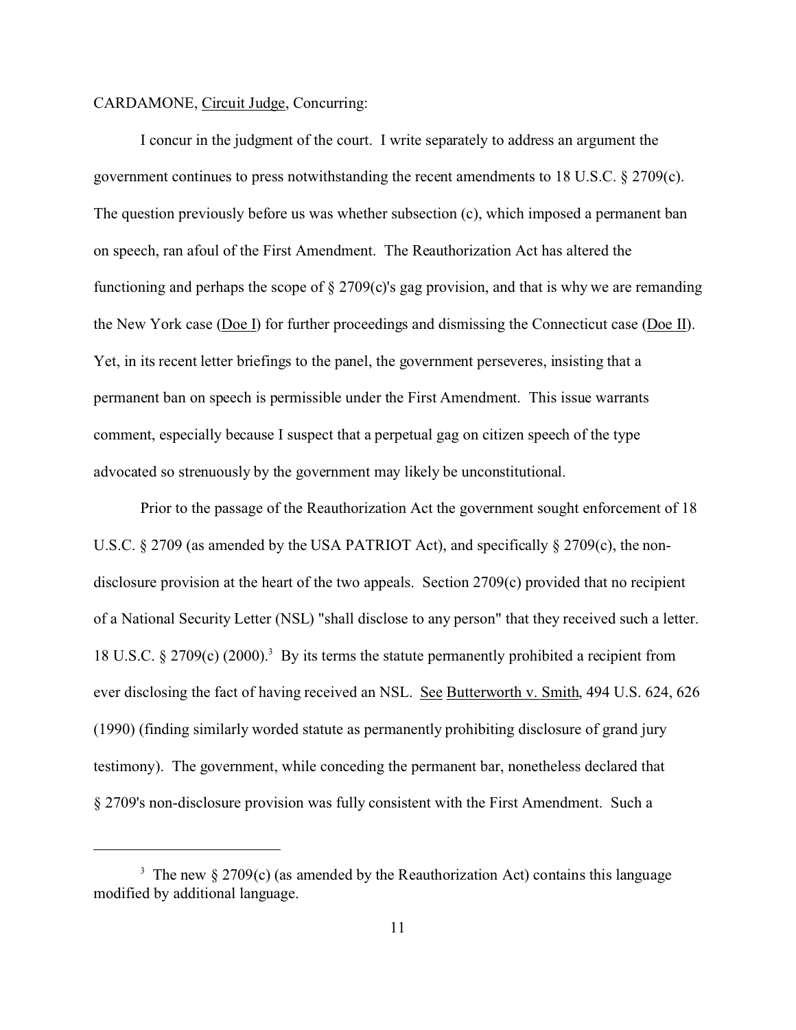CARDAMONE, Circuit Judge, Concurring:

I concur in the judgment of the court. I write separately to address an argument the government continues to press notwithstanding the recent amendments to 18 U.S.C. § 2709(c). The question previously before us was whether subsection (c), which imposed a permanent ban on speech, ran afoul of the First Amendment. The Reauthorization Act has altered the functioning and perhaps the scope of § 2709(c)'s gag provision, and that is why we are remanding the New York case (Doe I) for further proceedings and dismissing the Connecticut case (Doe II). Yet, in its recent letter briefings to the panel, the government perseveres, insisting that a permanent ban on speech is permissible under the First Amendment. This issue warrants comment, especially because I suspect that a perpetual gag on citizen speech of the type advocated so strenuously by the government may likely be unconstitutional.

Prior to the passage of the Reauthorization Act the government sought enforcement of 18 U.S.C. § 2709 (as amended by the USA PATRIOT Act), and specifically § 2709(c), the non-disclosure provision at the heart of the two appeals. Section 2709(c) provided that no recipient of a National Security Letter (NSL) "shall disclose to any person" that they received such a letter. 18 U.S.C. § 2709(c) (2000).[3] By its terms the statute permanently prohibited a recipient from ever disclosing the fact of having received an NSL. See Butterworth v. Smith, 494 U.S. 624, 626 (1990) (finding similarly worded statute as permanently prohibiting disclosure of grand jury testimony). The government, while conceding the permanent bar, nonetheless declared that § 2709's non-disclosure provision was fully consistent with the First Amendment. Such a

[3] The new § 2709(c) (as amended by the Reauthorization Act) contains this language modified by additional language.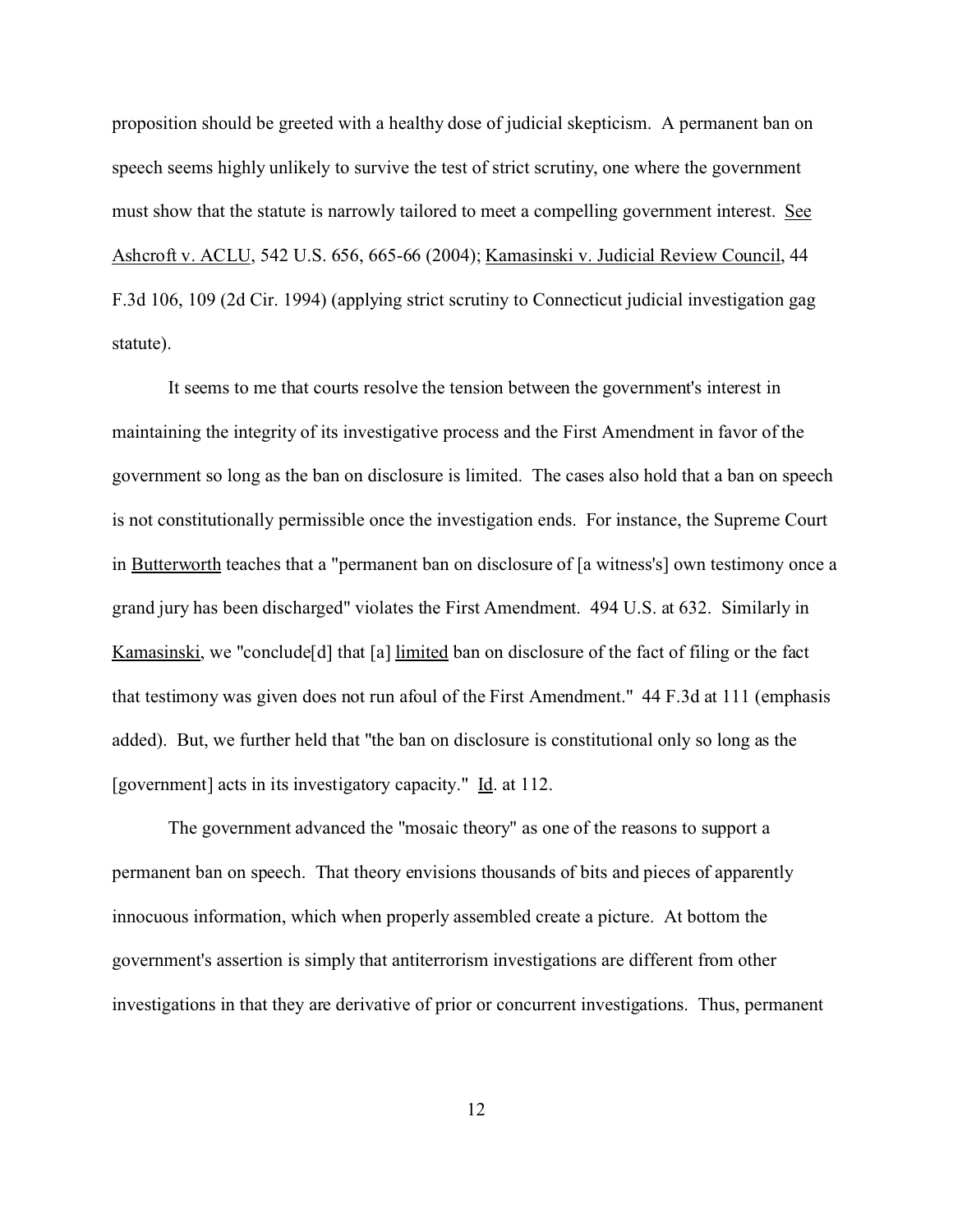proposition should be greeted with a healthy dose of judicial skepticism. A permanent ban on speech seems highly unlikely to survive the test of strict scrutiny, one where the government must show that the statute is narrowly tailored to meet a compelling government interest. See Ashcroft v. ACLU, 542 U.S. 656, 665-66 (2004); Kamasinski v. Judicial Review Council, 44 F.3d 106, 109 (2d Cir. 1994) (applying strict scrutiny to Connecticut judicial investigation gag statute).

It seems to me that courts resolve the tension between the government's interest in maintaining the integrity of its investigative process and the First Amendment in favor of the government so long as the ban on disclosure is limited. The cases also hold that a ban on speech is not constitutionally permissible once the investigation ends. For instance, the Supreme Court in Butterworth teaches that a "permanent ban on disclosure of [a witness's] own testimony once a grand jury has been discharged" violates the First Amendment. 494 U.S. at 632. Similarly in Kamasinski, we "conclude[d] that [a] limited ban on disclosure of the fact of filing or the fact that testimony was given does not run afoul of the First Amendment." 44 F.3d at 111 (emphasis added). But, we further held that "the ban on disclosure is constitutional only so long as the [government] acts in its investigatory capacity." Id. at 112.

The government advanced the "mosaic theory" as one of the reasons to support a permanent ban on speech. That theory envisions thousands of bits and pieces of apparently innocuous information, which when properly assembled create a picture. At bottom the government's assertion is simply that antiterrorism investigations are different from other investigations in that they are derivative of prior or concurrent investigations. Thus, permanent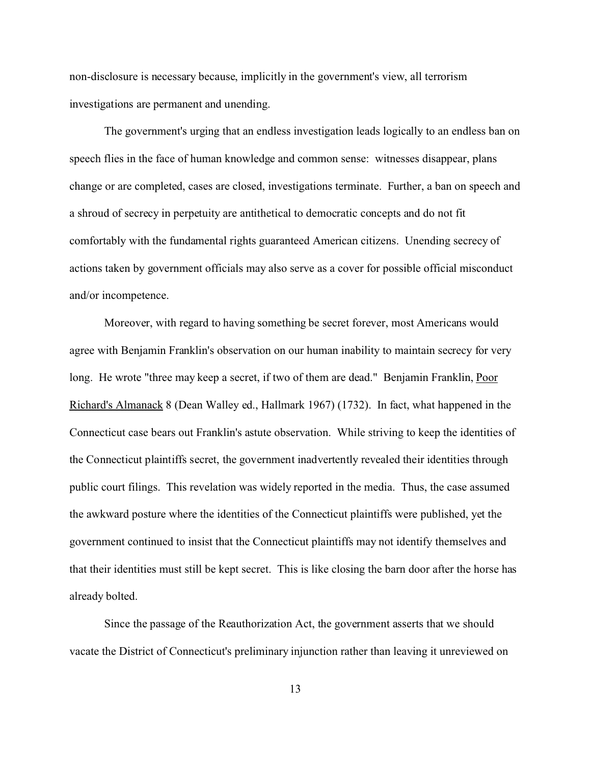non-disclosure is necessary because, implicitly in the government's view, all terrorism investigations are permanent and unending.

The government's urging that an endless investigation leads logically to an endless ban on speech flies in the face of human knowledge and common sense: witnesses disappear, plans change or are completed, cases are closed, investigations terminate. Further, a ban on speech and a shroud of secrecy in perpetuity are antithetical to democratic concepts and do not fit comfortably with the fundamental rights guaranteed American citizens. Unending secrecy of actions taken by government officials may also serve as a cover for possible official misconduct and/or incompetence.

Moreover, with regard to having something be secret forever, most Americans would agree with Benjamin Franklin's observation on our human inability to maintain secrecy for very long. He wrote "three may keep a secret, if two of them are dead." Benjamin Franklin, Poor Richard's Almanack 8 (Dean Walley ed., Hallmark 1967) (1732). In fact, what happened in the Connecticut case bears out Franklin's astute observation. While striving to keep the identities of the Connecticut plaintiffs secret, the government inadvertently revealed their identities through public court filings. This revelation was widely reported in the media. Thus, the case assumed the awkward posture where the identities of the Connecticut plaintiffs were published, yet the government continued to insist that the Connecticut plaintiffs may not identify themselves and that their identities must still be kept secret. This is like closing the barn door after the horse has already bolted.

Since the passage of the Reauthorization Act, the government asserts that we should vacate the District of Connecticut's preliminary injunction rather than leaving it unreviewed on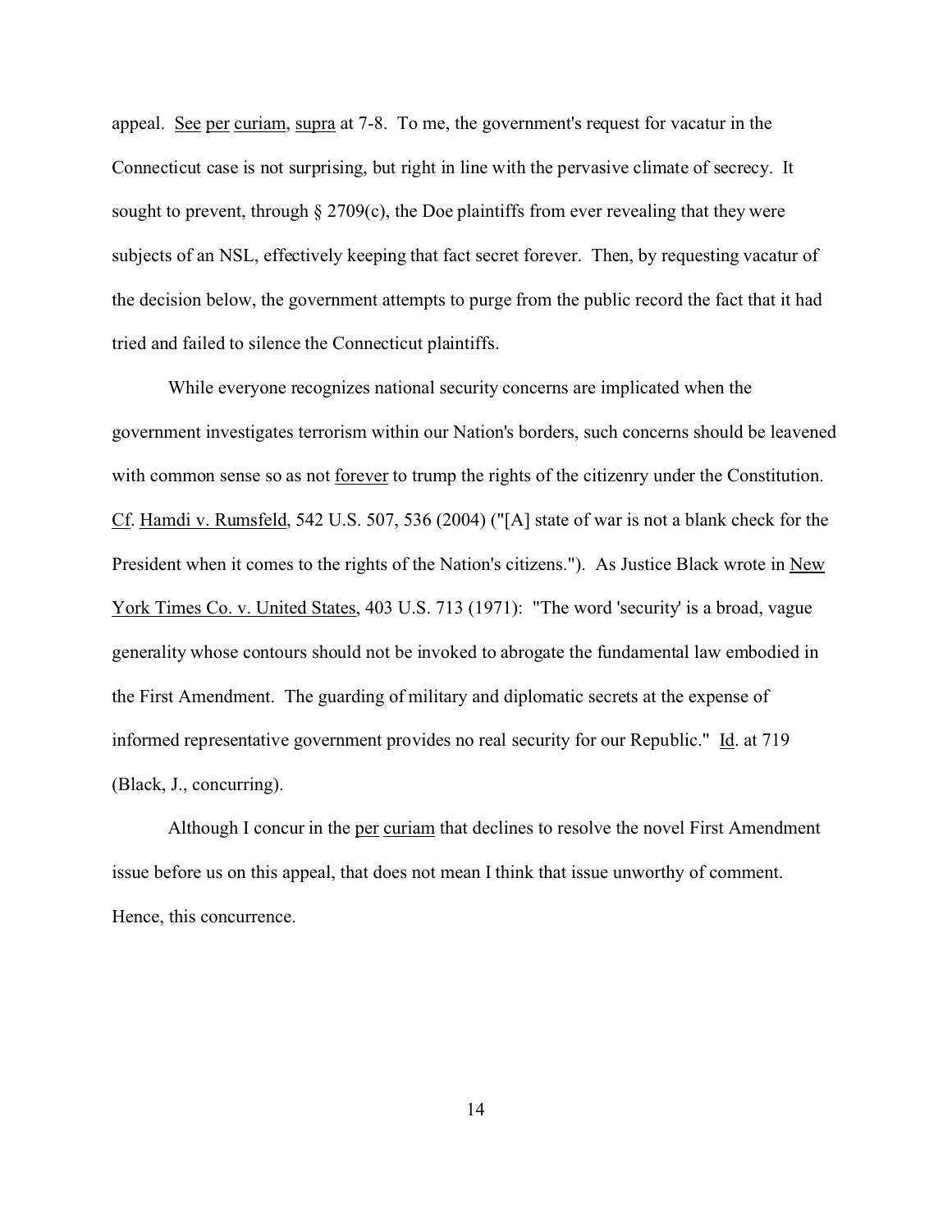appeal. See per curiam, supra at 7-8. To me, the government's request for vacatur in the Connecticut case is not surprising, but right in line with the pervasive climate of secrecy. It sought to prevent, through § 2709(c), the Doe plaintiffs from ever revealing that they were subjects of an NSL, effectively keeping that fact secret forever. Then, by requesting vacatur of the decision below, the government attempts to purge from the public record the fact that it had tried and failed to silence the Connecticut plaintiffs.

While everyone recognizes national security concerns are implicated when the government investigates terrorism within our Nation's borders, such concerns should be leavened with common sense so as not forever to trump the rights of the citizenry under the Constitution. Cf. Hamdi v. Rumsfeld, 542 U.S. 507, 536 (2004) ("[A] state of war is not a blank check for the President when it comes to the rights of the Nation's citizens."). As Justice Black wrote in New York Times Co. v. United States, 403 U.S. 713 (1971): "The word 'security' is a broad, vague generality whose contours should not be invoked to abrogate the fundamental law embodied in the First Amendment. The guarding of military and diplomatic secrets at the expense of informed representative government provides no real security for our Republic." Id. at 719 (Black, J., concurring).

Although I concur in the per curiam that declines to resolve the novel First Amendment issue before us on this appeal, that does not mean I think that issue unworthy of comment. Hence, this concurrence.